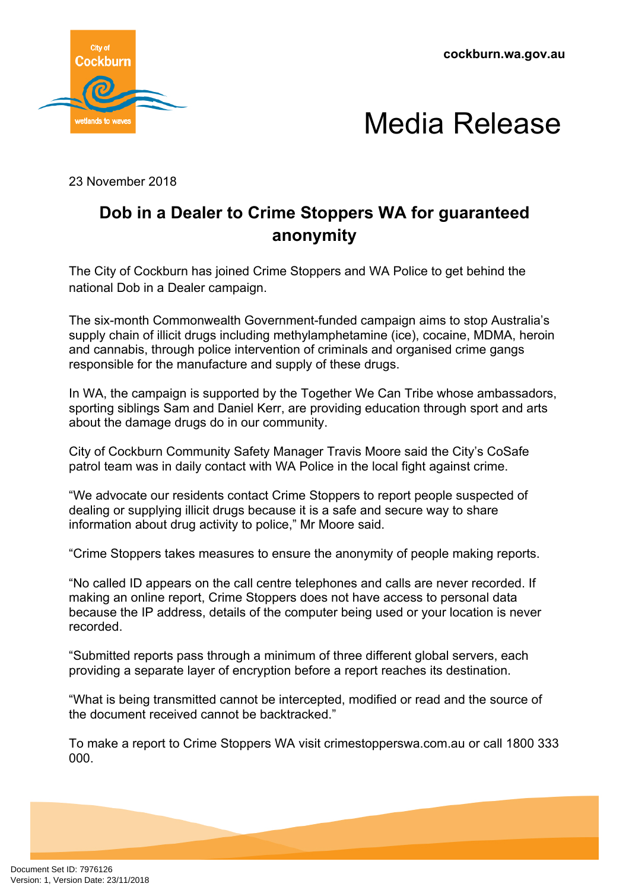cockburn.wa.gov.au

# Media Release

23 November 2018

## Dob in a Dealer to Crime Stoppers WA for guaranteed anonymity

The City of Cockburn has joined Crime Stoppers and WA Police to get behind the national Dob in a Dealer campaign.

The six-month Commonwealth Government-funded campaign aims to stop Australia's supply chain of illicit drugs including methylamphetamine (ice), cocaine, MDMA, heroin and cannabis, through police intervention of criminals and organised crime gangs responsible for the manufacture and supply of these drugs.

In WA, the campaign is supported by the Together We Can Tribe whose ambassadors, sporting siblings Sam and Daniel Kerr, are providing education through sport and arts about the damage drugs do in our community.

City of Cockburn Community Safety Manager Travis Moore said the City's CoSafe patrol team was in daily contact with WA Police in the local fight against crime.

"We advocate our residents contact Crime Stoppers to report people suspected of dealing or supplying illicit drugs because it is a safe and secure way to share information about drug activity to police," Mr Moore said.

"Crime Stoppers takes measures to ensure the anonymity of people making reports.

"No called ID appears on the call centre telephones and calls are never recorded. If making an online report, Crime Stoppers does not have access to personal data because the IP address, details of the computer being used or your location is never recorded.

"Submitted reports pass through a minimum of three different global servers, each providing a separate layer of encryption before a report reaches its destination.

"What is being transmitted cannot be intercepted, modified or read and the source of the document received cannot be backtracked."

To make a report to Crime Stoppers WA visit crimestopperswa.com.au or call 1800 333 000.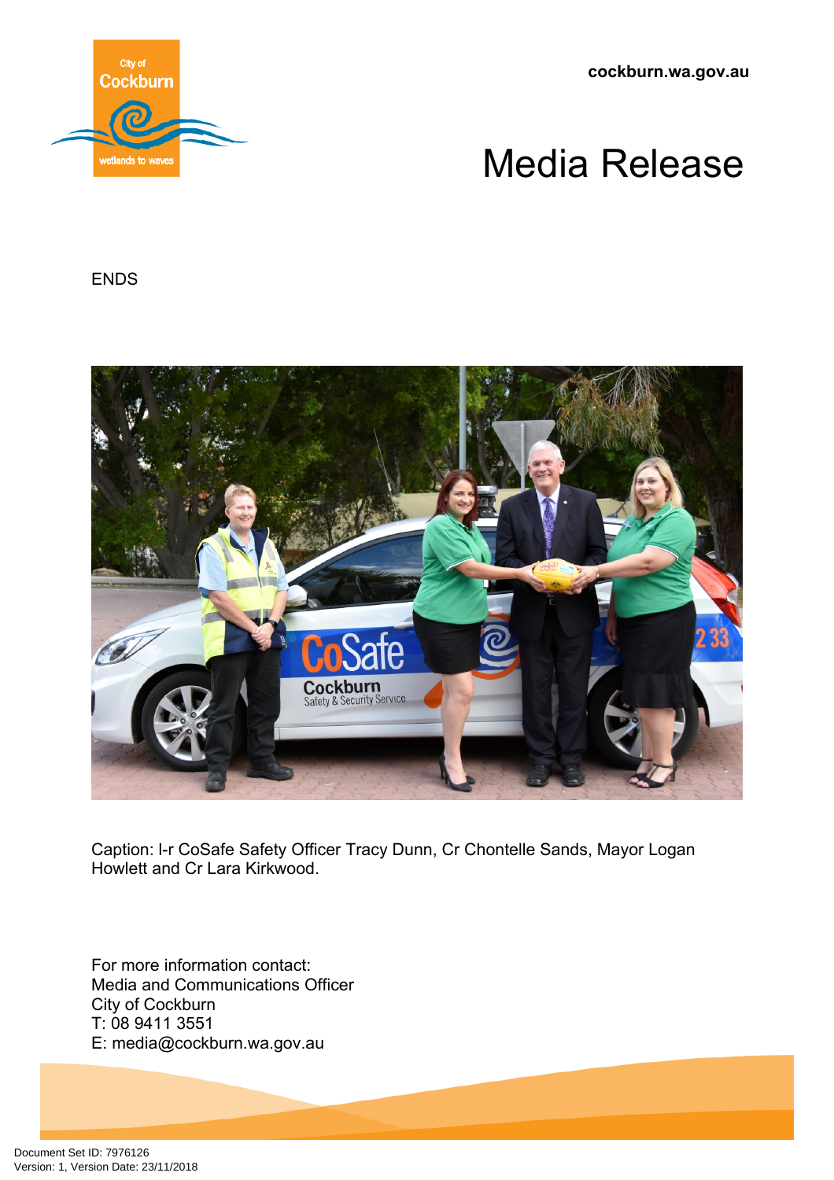# Media Release

ENDS

Caption: l-r CoSafe Safety Officer Tracy Dunn, Cr Chontelle Sands, Mayor Logan Howlett and Cr Lara Kirkwood.

For more information contact:
Media and Communications Officer
City of Cockburn
T: 08 9411 3551
E: media@cockburn.wa.gov.au

Document Set ID: 7976126
Version: 1, Version Date: 23/11/2018